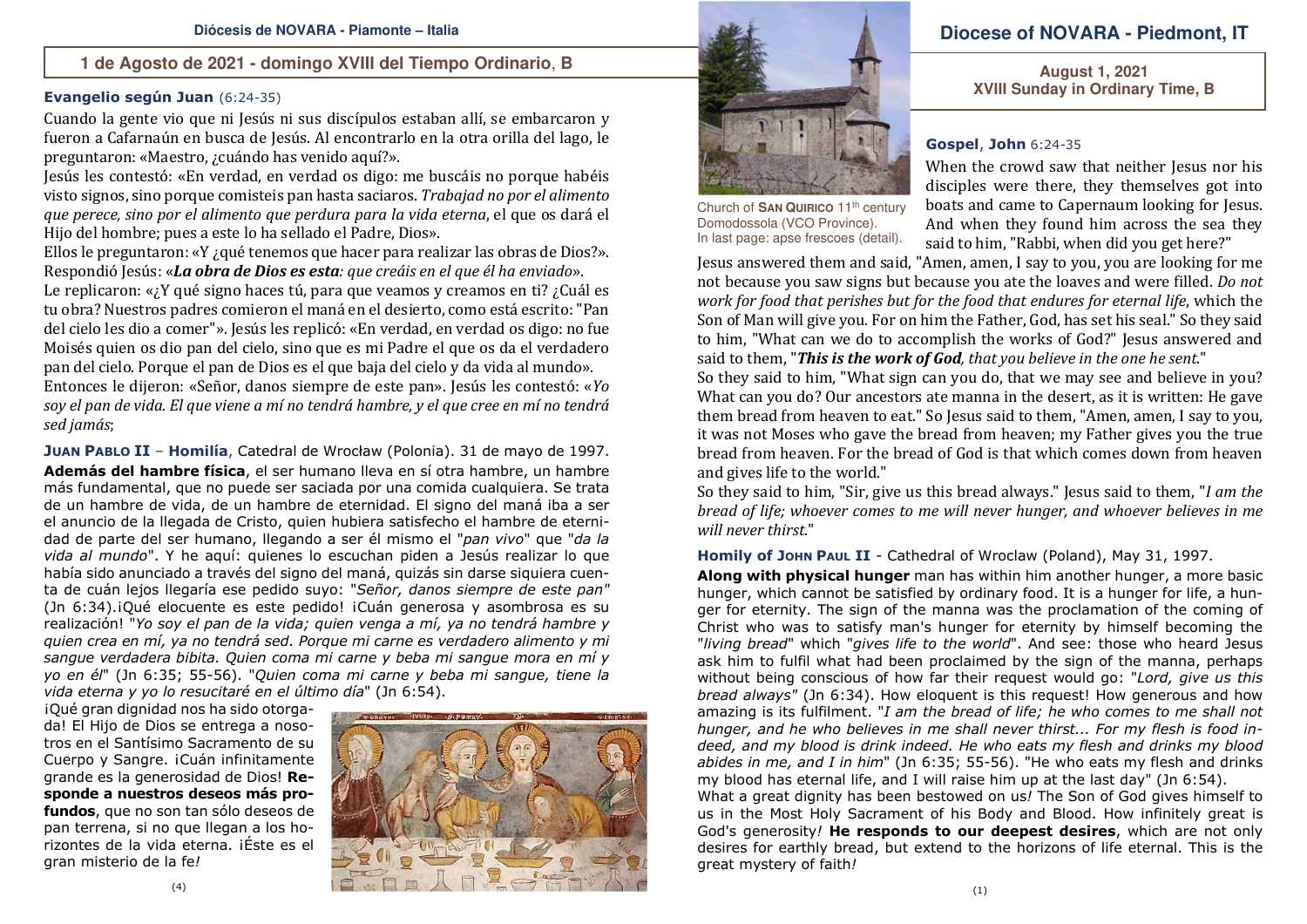## Diócesis de NOVARA - Piamonte – Italia

### 1 de Agosto de 2021 - domingo XVIII del Tiempo Ordinario, B

**Evangelio según Juan** (6:24-35)

Cuando la gente vio que ni Jesús ni sus discípulos estaban allí, se embarcaron y fueron a Cafarnaún en busca de Jesús. Al encontrarlo en la otra orilla del lago, le preguntaron: «Maestro, ¿cuándo has venido aquí?».

Jesús les contestó: «En verdad, en verdad os digo: me buscáis no porque habéis visto signos, sino porque comisteis pan hasta saciaros. *Trabajad no por el alimento que perece, sino por el alimento que perdura para la vida eterna*, el que os dará el Hijo del hombre; pues a este lo ha sellado el Padre, Dios».

Ellos le preguntaron: «Y ¿qué tenemos que hacer para realizar las obras de Dios?». Respondió Jesús: «***La obra de Dios es esta****: que creáis en el que él ha enviado*».

Le replicaron: «¿Y qué signo haces tú, para que veamos y creamos en ti? ¿Cuál es tu obra? Nuestros padres comieron el maná en el desierto, como está escrito: "Pan del cielo les dio a comer"». Jesús les replicó: «En verdad, en verdad os digo: no fue Moisés quien os dio pan del cielo, sino que es mi Padre el que os da el verdadero pan del cielo. Porque el pan de Dios es el que baja del cielo y da vida al mundo».

Entonces le dijeron: «Señor, danos siempre de este pan». Jesús les contestó: «*Yo soy el pan de vida. El que viene a mí no tendrá hambre, y el que cree en mí no tendrá sed jamás*;

**JUAN PABLO II** – **Homilía**, Catedral de Wrocław (Polonia). 31 de mayo de 1997.

**Además del hambre física**, el ser humano lleva en sí otra hambre, un hambre más fundamental, que no puede ser saciada por una comida cualquiera. Se trata de un hambre de vida, de un hambre de eternidad. El signo del maná iba a ser el anuncio de la llegada de Cristo, quien hubiera satisfecho el hambre de eternidad de parte del ser humano, llegando a ser él mismo el "*pan vivo*" que "*da la vida al mundo*". Y he aquí: quienes lo escuchan piden a Jesús realizar lo que había sido anunciado a través del signo del maná, quizás sin darse siquiera cuenta de cuán lejos llegaría ese pedido suyo: "*Señor, danos siempre de este pan*" (Jn 6:34). ¡Qué elocuente es este pedido! ¡Cuán generosa y asombrosa es su realización! "*Yo soy el pan de la vida; quien venga a mí, ya no tendrá hambre y quien crea en mí, ya no tendrá sed. Porque mi carne es verdadero alimento y mi sangre verdadera bibita. Quien coma mi carne y beba mi sangre mora en mí y yo en él*" (Jn 6:35; 55-56). "*Quien coma mi carne y beba mi sangre, tiene la vida eterna y yo lo resucitaré en el último día*" (Jn 6:54).

¡Qué gran dignidad nos ha sido otorgada! El Hijo de Dios se entrega a nosotros en el Santísimo Sacramento de su Cuerpo y Sangre. ¡Cuán infinitamente grande es la generosidad de Dios! **Responde a nuestros deseos más profundos**, que no son tan sólo deseos de pan terrena, si no que llegan a los horizontes de la vida eterna. ¡Éste es el gran misterio de la fe*!*

Church of **SAN QUIRICO** 11th century Domodossola (VCO Province).
In last page: apse frescoes (detail).

## Diocese of NOVARA - Piedmont, IT

### August 1, 2021 XVIII Sunday in Ordinary Time, B

**Gospel**, **John** 6:24-35

When the crowd saw that neither Jesus nor his disciples were there, they themselves got into boats and came to Capernaum looking for Jesus. And when they found him across the sea they said to him, "Rabbi, when did you get here?"

Jesus answered them and said, "Amen, amen, I say to you, you are looking for me not because you saw signs but because you ate the loaves and were filled. *Do not work for food that perishes but for the food that endures for eternal life*, which the Son of Man will give you. For on him the Father, God, has set his seal." So they said to him, "What can we do to accomplish the works of God?" Jesus answered and said to them, "***This is the work of God****, that you believe in the one he sent*."

So they said to him, "What sign can you do, that we may see and believe in you? What can you do? Our ancestors ate manna in the desert, as it is written: He gave them bread from heaven to eat." So Jesus said to them, "Amen, amen, I say to you, it was not Moses who gave the bread from heaven; my Father gives you the true bread from heaven. For the bread of God is that which comes down from heaven and gives life to the world."

So they said to him, "Sir, give us this bread always." Jesus said to them, "*I am the bread of life; whoever comes to me will never hunger, and whoever believes in me will never thirst*."

**Homily of JOHN PAUL II** - Cathedral of Wroclaw (Poland), May 31, 1997.

**Along with physical hunger** man has within him another hunger, a more basic hunger, which cannot be satisfied by ordinary food. It is a hunger for life, a hunger for eternity. The sign of the manna was the proclamation of the coming of Christ who was to satisfy man's hunger for eternity by himself becoming the "*living bread*" which "*gives life to the world*". And see: those who heard Jesus ask him to fulfil what had been proclaimed by the sign of the manna, perhaps without being conscious of how far their request would go: "*Lord, give us this bread always"* (Jn 6:34). How eloquent is this request! How generous and how amazing is its fulfilment. "*I am the bread of life; he who comes to me shall not hunger, and he who believes in me shall never thirst... For my flesh is food indeed, and my blood is drink indeed. He who eats my flesh and drinks my blood abides in me, and I in him*" (Jn 6:35; 55-56). "He who eats my flesh and drinks my blood has eternal life, and I will raise him up at the last day" (Jn 6:54).

What a great dignity has been bestowed on us*!* The Son of God gives himself to us in the Most Holy Sacrament of his Body and Blood. How infinitely great is God's generosity*!* **He responds to our deepest desires**, which are not only desires for earthly bread, but extend to the horizons of life eternal. This is the great mystery of faith*!*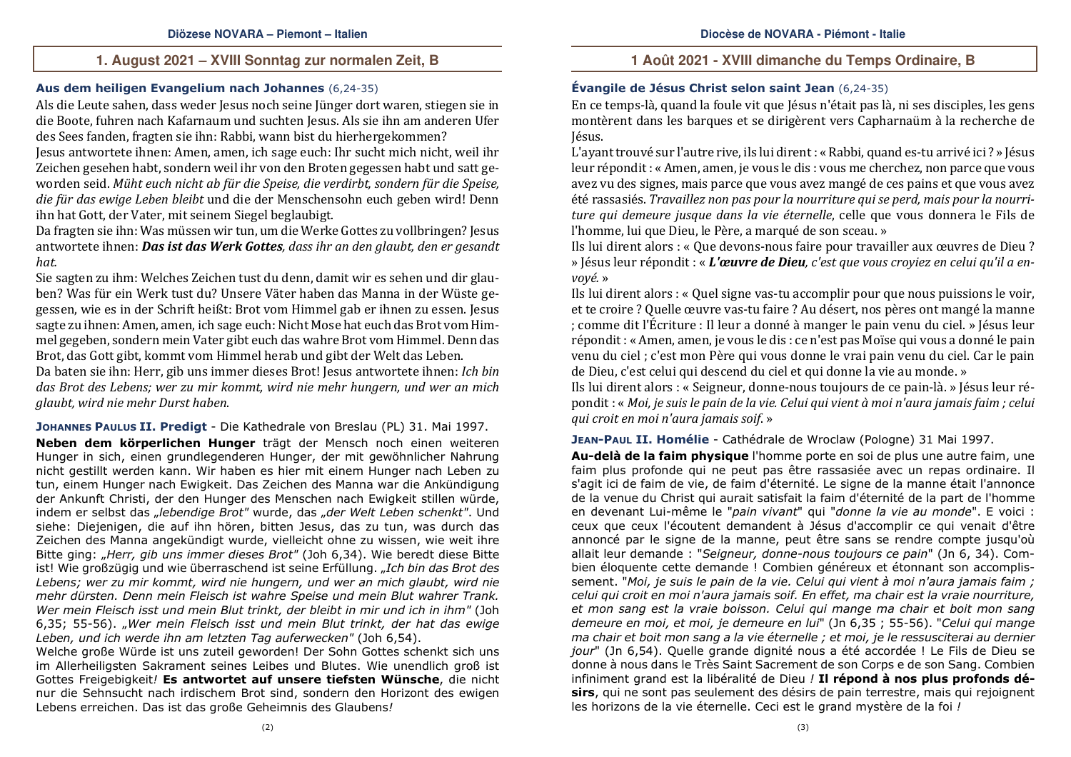## 1. August 2021 – XVIII Sonntag zur normalen Zeit, B

**Aus dem heiligen Evangelium nach Johannes** (6,24-35)

Als die Leute sahen, dass weder Jesus noch seine Jünger dort waren, stiegen sie in die Boote, fuhren nach Kafarnaum und suchten Jesus. Als sie ihn am anderen Ufer des Sees fanden, fragten sie ihn: Rabbi, wann bist du hierhergekommen?

Jesus antwortete ihnen: Amen, amen, ich sage euch: Ihr sucht mich nicht, weil ihr Zeichen gesehen habt, sondern weil ihr von den Broten gegessen habt und satt geworden seid. *Müht euch nicht ab für die Speise, die verdirbt, sondern für die Speise, die für das ewige Leben bleibt* und die der Menschensohn euch geben wird! Denn ihn hat Gott, der Vater, mit seinem Siegel beglaubigt.

Da fragten sie ihn: Was müssen wir tun, um die Werke Gottes zu vollbringen? Jesus antwortete ihnen: ***Das ist das Werk Gottes****, dass ihr an den glaubt, den er gesandt hat.*

Sie sagten zu ihm: Welches Zeichen tust du denn, damit wir es sehen und dir glauben? Was für ein Werk tust du? Unsere Väter haben das Manna in der Wüste gegessen, wie es in der Schrift heißt: Brot vom Himmel gab er ihnen zu essen. Jesus sagte zu ihnen: Amen, amen, ich sage euch: Nicht Mose hat euch das Brot vom Himmel gegeben, sondern mein Vater gibt euch das wahre Brot vom Himmel. Denn das Brot, das Gott gibt, kommt vom Himmel herab und gibt der Welt das Leben.

Da baten sie ihn: Herr, gib uns immer dieses Brot! Jesus antwortete ihnen: *Ich bin das Brot des Lebens; wer zu mir kommt, wird nie mehr hungern, und wer an mich glaubt, wird nie mehr Durst haben.*

**JOHANNES PAULUS II. Predigt** - Die Kathedrale von Breslau (PL) 31. Mai 1997.

**Neben dem körperlichen Hunger** trägt der Mensch noch einen weiteren Hunger in sich, einen grundlegenderen Hunger, der mit gewöhnlicher Nahrung nicht gestillt werden kann. Wir haben es hier mit einem Hunger nach Leben zu tun, einem Hunger nach Ewigkeit. Das Zeichen des Manna war die Ankündigung der Ankunft Christi, der den Hunger des Menschen nach Ewigkeit stillen würde, indem er selbst das *„lebendige Brot"* wurde, das *„der Welt Leben schenkt"*. Und siehe: Diejenigen, die auf ihn hören, bitten Jesus, das zu tun, was durch das Zeichen des Manna angekündigt wurde, vielleicht ohne zu wissen, wie weit ihre Bitte ging: *„Herr, gib uns immer dieses Brot"* (Joh 6,34). Wie beredt diese Bitte ist! Wie großzügig und wie überraschend ist seine Erfüllung. *„Ich bin das Brot des Lebens; wer zu mir kommt, wird nie hungern, und wer an mich glaubt, wird nie mehr dürsten. Denn mein Fleisch ist wahre Speise und mein Blut wahrer Trank. Wer mein Fleisch isst und mein Blut trinkt, der bleibt in mir und ich in ihm"* (Joh 6,35; 55-56). *„Wer mein Fleisch isst und mein Blut trinkt, der hat das ewige Leben, und ich werde ihn am letzten Tag auferwecken"* (Joh 6,54).

Welche große Würde ist uns zuteil geworden! Der Sohn Gottes schenkt sich uns im Allerheiligsten Sakrament seines Leibes und Blutes. Wie unendlich groß ist Gottes Freigebigkeit*!* **Es antwortet auf unsere tiefsten Wünsche**, die nicht nur die Sehnsucht nach irdischem Brot sind, sondern den Horizont des ewigen Lebens erreichen. Das ist das große Geheimnis des Glaubens*!*

## 1 Août 2021 - XVIII dimanche du Temps Ordinaire, B

**Évangile de Jésus Christ selon saint Jean** (6,24-35)

En ce temps-là, quand la foule vit que Jésus n'était pas là, ni ses disciples, les gens montèrent dans les barques et se dirigèrent vers Capharnaüm à la recherche de Jésus.

L'ayant trouvé sur l'autre rive, ils lui dirent : « Rabbi, quand es-tu arrivé ici ? » Jésus leur répondit : « Amen, amen, je vous le dis : vous me cherchez, non parce que vous avez vu des signes, mais parce que vous avez mangé de ces pains et que vous avez été rassasiés. *Travaillez non pas pour la nourriture qui se perd, mais pour la nourriture qui demeure jusque dans la vie éternelle*, celle que vous donnera le Fils de l'homme, lui que Dieu, le Père, a marqué de son sceau. »

Ils lui dirent alors : « Que devons-nous faire pour travailler aux œuvres de Dieu ? » Jésus leur répondit : « ***L'œuvre de Dieu****, c'est que vous croyiez en celui qu'il a envoyé.* »

Ils lui dirent alors : « Quel signe vas-tu accomplir pour que nous puissions le voir, et te croire ? Quelle œuvre vas-tu faire ? Au désert, nos pères ont mangé la manne ; comme dit l'Écriture : Il leur a donné à manger le pain venu du ciel. » Jésus leur répondit : « Amen, amen, je vous le dis : ce n'est pas Moïse qui vous a donné le pain venu du ciel ; c'est mon Père qui vous donne le vrai pain venu du ciel. Car le pain de Dieu, c'est celui qui descend du ciel et qui donne la vie au monde. »

Ils lui dirent alors : « Seigneur, donne-nous toujours de ce pain-là. » Jésus leur répondit : « *Moi, je suis le pain de la vie. Celui qui vient à moi n'aura jamais faim ; celui qui croit en moi n'aura jamais soif.* »

**JEAN-PAUL II. Homélie** - Cathédrale de Wroclaw (Pologne) 31 Mai 1997.

**Au-delà de la faim physique** l'homme porte en soi de plus une autre faim, une faim plus profonde qui ne peut pas être rassasiée avec un repas ordinaire. Il s'agit ici de faim de vie, de faim d'éternité. Le signe de la manne était l'annonce de la venue du Christ qui aurait satisfait la faim d'éternité de la part de l'homme en devenant Lui-même le "*pain vivant*" qui "*donne la vie au monde*". E voici : ceux que ceux l'écoutent demandent à Jésus d'accomplir ce qui venait d'être annoncé par le signe de la manne, peut être sans se rendre compte jusqu'où allait leur demande : "*Seigneur, donne-nous toujours ce pain*" (Jn 6, 34). Combien éloquente cette demande ! Combien généreux et étonnant son accomplissement. "*Moi, je suis le pain de la vie. Celui qui vient à moi n'aura jamais faim ; celui qui croit en moi n'aura jamais soif. En effet, ma chair est la vraie nourriture, et mon sang est la vraie boisson. Celui qui mange ma chair et boit mon sang demeure en moi, et moi, je demeure en lui*" (Jn 6,35 ; 55-56). "*Celui qui mange ma chair et boit mon sang a la vie éternelle ; et moi, je le ressusciterai au dernier jour*" (Jn 6,54). Quelle grande dignité nous a été accordée ! Le Fils de Dieu se donne à nous dans le Très Saint Sacrement de son Corps e de son Sang. Combien infiniment grand est la libéralité de Dieu *!* **Il répond à nos plus profonds désirs**, qui ne sont pas seulement des désirs de pain terrestre, mais qui rejoignent les horizons de la vie éternelle. Ceci est le grand mystère de la foi *!*